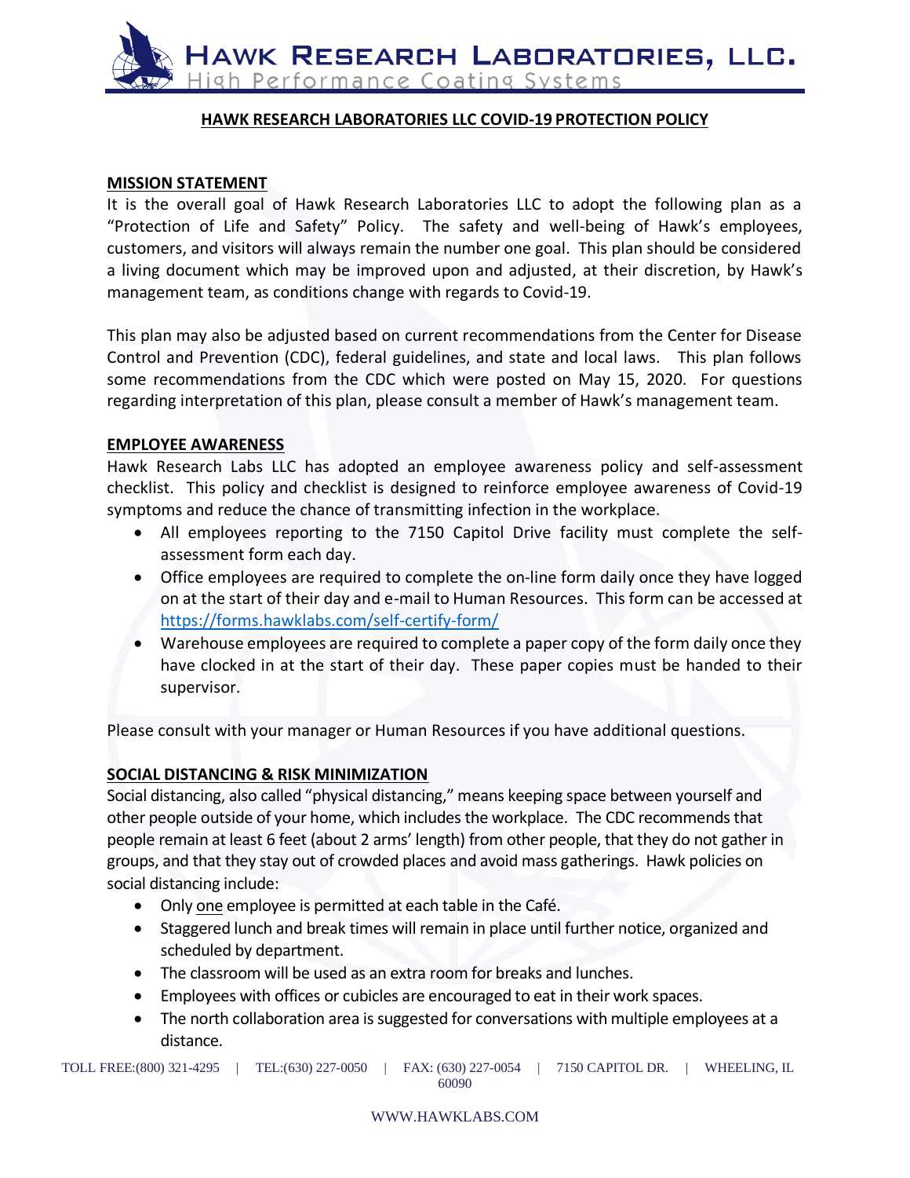# HAWK RESEARCH LABORATORIES, LLC.

High Performance Coating Systems

## HAWK RESEARCH LABORATORIES LLC COVID-19 PROTECTION POLICY

### MISSION STATEMENT

It is the overall goal of Hawk Research Laboratories LLC to adopt the following plan as a "Protection of Life and Safety" Policy. The safety and well-being of Hawk's employees, customers, and visitors will always remain the number one goal. This plan should be considered a living document which may be improved upon and adjusted, at their discretion, by Hawk's management team, as conditions change with regards to Covid-19.

This plan may also be adjusted based on current recommendations from the Center for Disease Control and Prevention (CDC), federal guidelines, and state and local laws. This plan follows some recommendations from the CDC which were posted on May 15, 2020. For questions regarding interpretation of this plan, please consult a member of Hawk's management team.

### EMPLOYEE AWARENESS

Hawk Research Labs LLC has adopted an employee awareness policy and self-assessment checklist. This policy and checklist is designed to reinforce employee awareness of Covid-19 symptoms and reduce the chance of transmitting infection in the workplace.

- All employees reporting to the 7150 Capitol Drive facility must complete the self-assessment form each day.
- Office employees are required to complete the on-line form daily once they have logged on at the start of their day and e-mail to Human Resources. This form can be accessed at https://forms.hawklabs.com/self-certify-form/
- Warehouse employees are required to complete a paper copy of the form daily once they have clocked in at the start of their day. These paper copies must be handed to their supervisor.

Please consult with your manager or Human Resources if you have additional questions.

### SOCIAL DISTANCING & RISK MINIMIZATION

Social distancing, also called "physical distancing," means keeping space between yourself and other people outside of your home, which includes the workplace. The CDC recommends that people remain at least 6 feet (about 2 arms' length) from other people, that they do not gather in groups, and that they stay out of crowded places and avoid mass gatherings. Hawk policies on social distancing include:

- Only one employee is permitted at each table in the Café.
- Staggered lunch and break times will remain in place until further notice, organized and scheduled by department.
- The classroom will be used as an extra room for breaks and lunches.
- Employees with offices or cubicles are encouraged to eat in their work spaces.
- The north collaboration area is suggested for conversations with multiple employees at a distance.

TOLL FREE:(800) 321-4295 | TEL:(630) 227-0050 | FAX: (630) 227-0054 | 7150 CAPITOL DR. | WHEELING, IL 60090

WWW.HAWKLABS.COM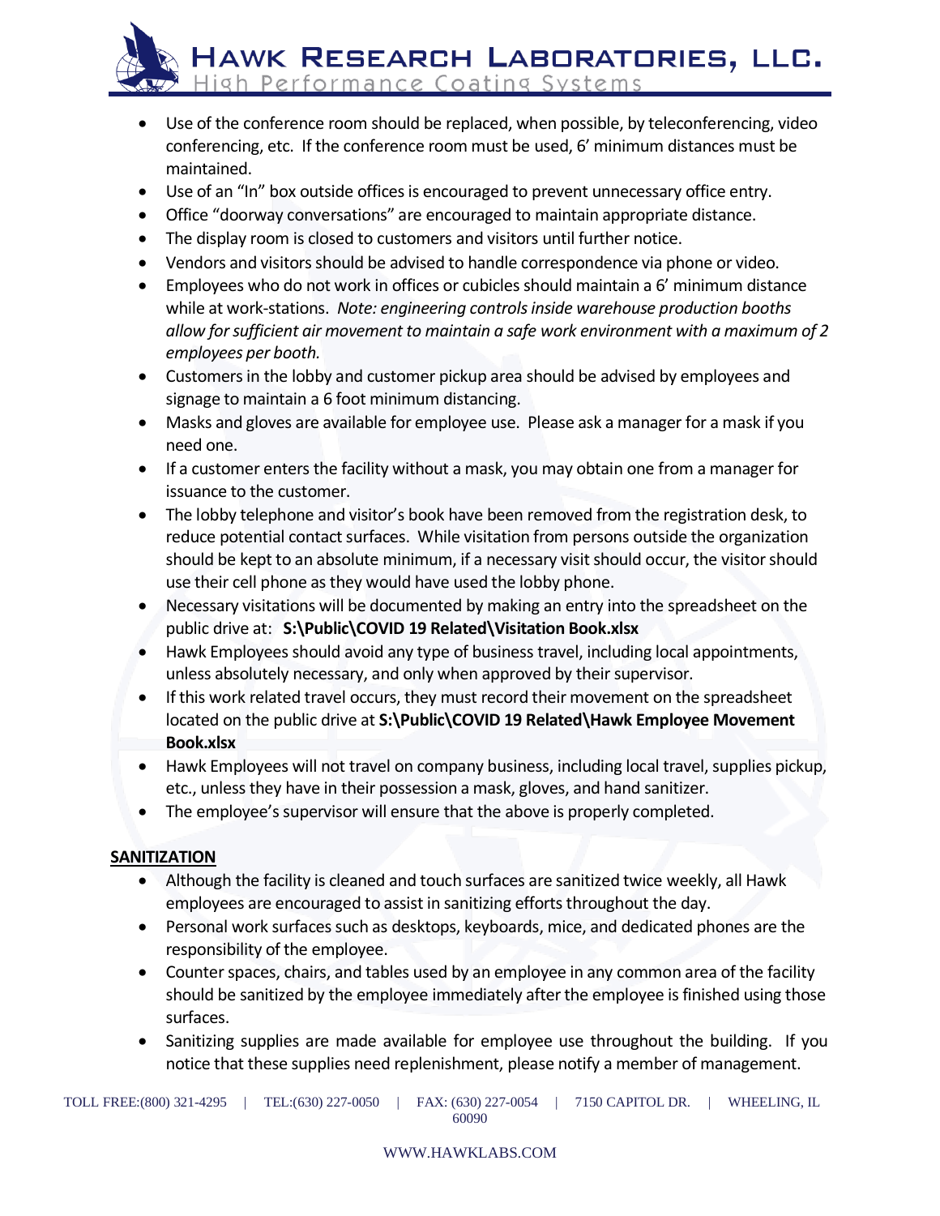- Use of the conference room should be replaced, when possible, by teleconferencing, video conferencing, etc. If the conference room must be used, 6' minimum distances must be maintained.
- Use of an "In" box outside offices is encouraged to prevent unnecessary office entry.
- Office "doorway conversations" are encouraged to maintain appropriate distance.
- The display room is closed to customers and visitors until further notice.
- Vendors and visitors should be advised to handle correspondence via phone or video.
- Employees who do not work in offices or cubicles should maintain a 6' minimum distance while at work-stations. *Note: engineering controls inside warehouse production booths allow for sufficient air movement to maintain a safe work environment with a maximum of 2 employees per booth.*
- Customers in the lobby and customer pickup area should be advised by employees and signage to maintain a 6 foot minimum distancing.
- Masks and gloves are available for employee use. Please ask a manager for a mask if you need one.
- If a customer enters the facility without a mask, you may obtain one from a manager for issuance to the customer.
- The lobby telephone and visitor's book have been removed from the registration desk, to reduce potential contact surfaces. While visitation from persons outside the organization should be kept to an absolute minimum, if a necessary visit should occur, the visitor should use their cell phone as they would have used the lobby phone.
- Necessary visitations will be documented by making an entry into the spreadsheet on the public drive at: **S:\Public\COVID 19 Related\Visitation Book.xlsx**
- Hawk Employees should avoid any type of business travel, including local appointments, unless absolutely necessary, and only when approved by their supervisor.
- If this work related travel occurs, they must record their movement on the spreadsheet located on the public drive at **S:\Public\COVID 19 Related\Hawk Employee Movement Book.xlsx**
- Hawk Employees will not travel on company business, including local travel, supplies pickup, etc., unless they have in their possession a mask, gloves, and hand sanitizer.
- The employee's supervisor will ensure that the above is properly completed.

**SANITIZATION**

- Although the facility is cleaned and touch surfaces are sanitized twice weekly, all Hawk employees are encouraged to assist in sanitizing efforts throughout the day.
- Personal work surfaces such as desktops, keyboards, mice, and dedicated phones are the responsibility of the employee.
- Counter spaces, chairs, and tables used by an employee in any common area of the facility should be sanitized by the employee immediately after the employee is finished using those surfaces.
- Sanitizing supplies are made available for employee use throughout the building. If you notice that these supplies need replenishment, please notify a member of management.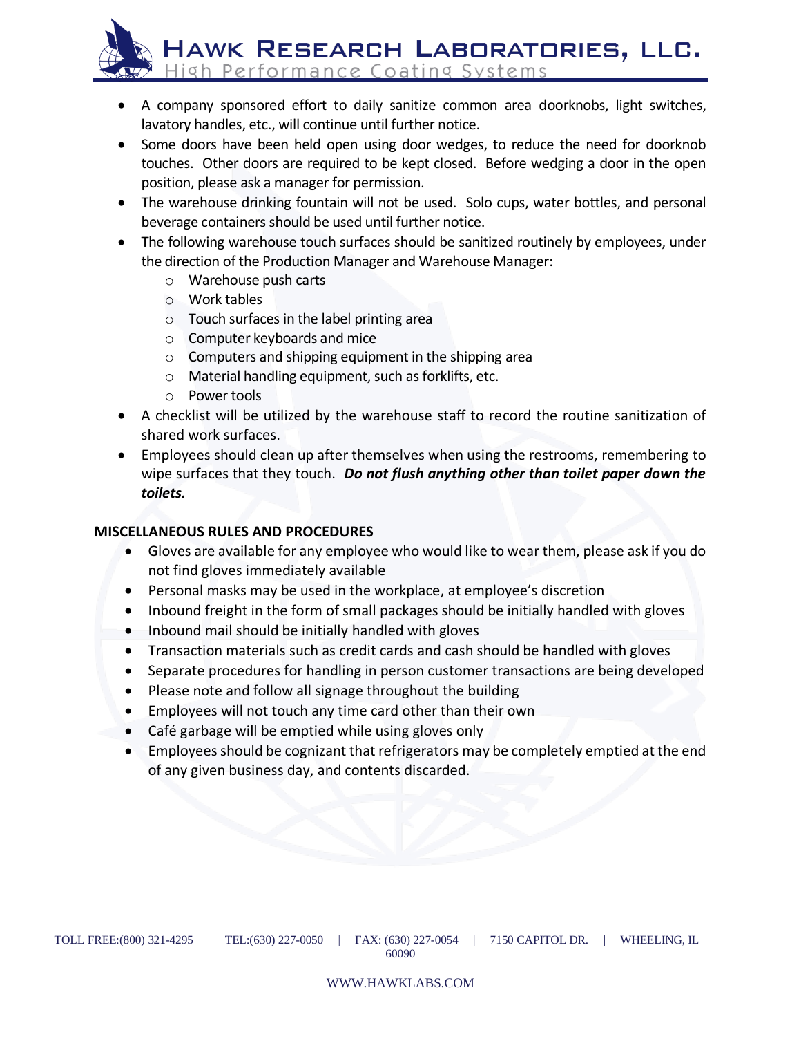- A company sponsored effort to daily sanitize common area doorknobs, light switches, lavatory handles, etc., will continue until further notice.
- Some doors have been held open using door wedges, to reduce the need for doorknob touches. Other doors are required to be kept closed. Before wedging a door in the open position, please ask a manager for permission.
- The warehouse drinking fountain will not be used. Solo cups, water bottles, and personal beverage containers should be used until further notice.
- The following warehouse touch surfaces should be sanitized routinely by employees, under the direction of the Production Manager and Warehouse Manager:
  - Warehouse push carts
  - Work tables
  - Touch surfaces in the label printing area
  - Computer keyboards and mice
  - Computers and shipping equipment in the shipping area
  - Material handling equipment, such as forklifts, etc.
  - Power tools
- A checklist will be utilized by the warehouse staff to record the routine sanitization of shared work surfaces.
- Employees should clean up after themselves when using the restrooms, remembering to wipe surfaces that they touch. ***Do not flush anything other than toilet paper down the toilets.***

**MISCELLANEOUS RULES AND PROCEDURES**

- Gloves are available for any employee who would like to wear them, please ask if you do not find gloves immediately available
- Personal masks may be used in the workplace, at employee's discretion
- Inbound freight in the form of small packages should be initially handled with gloves
- Inbound mail should be initially handled with gloves
- Transaction materials such as credit cards and cash should be handled with gloves
- Separate procedures for handling in person customer transactions are being developed
- Please note and follow all signage throughout the building
- Employees will not touch any time card other than their own
- Café garbage will be emptied while using gloves only
- Employees should be cognizant that refrigerators may be completely emptied at the end of any given business day, and contents discarded.